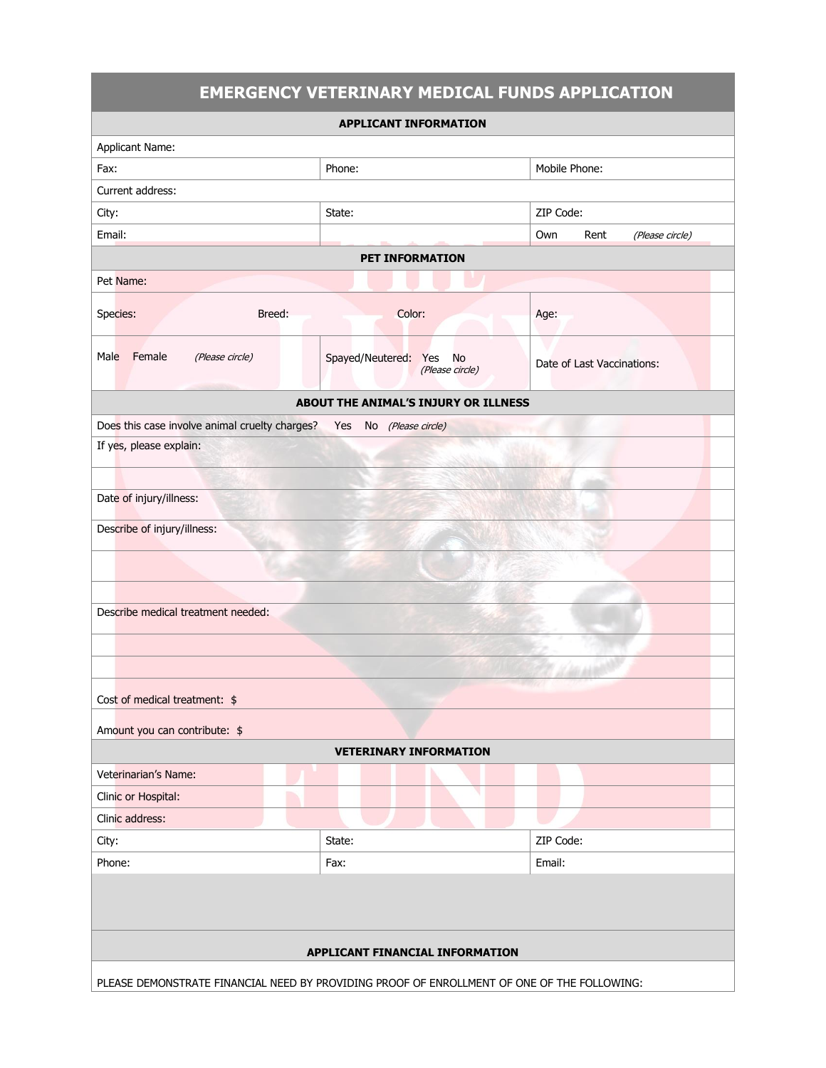# EMERGENCY VETERINARY MEDICAL FUNDS APPLICATION

## APPLICANT INFORMATION

| | | |
|---|---|---|
| Applicant Name: | | |
| Fax: | Phone: | Mobile Phone: |
| Current address: | | |
| City: | State: | ZIP Code: |
| Email: | | Own Rent *(Please circle)* |

## PET INFORMATION

| | | | |
|---|---|---|---|
| Pet Name: | | | |
| Species: | Breed: | Color: | Age: |
| Male Female *(Please circle)* | | Spayed/Neutered: Yes No *(Please circle)* | Date of Last Vaccinations: |

## ABOUT THE ANIMAL'S INJURY OR ILLNESS

Does this case involve animal cruelty charges? Yes No *(Please circle)*

If yes, please explain:

Date of injury/illness:

Describe of injury/illness:

Describe medical treatment needed:

Cost of medical treatment: $

Amount you can contribute: $

## VETERINARY INFORMATION

| | | |
|---|---|---|
| Veterinarian's Name: | | |
| Clinic or Hospital: | | |
| Clinic address: | | |
| City: | State: | ZIP Code: |
| Phone: | Fax: | Email: |

## APPLICANT FINANCIAL INFORMATION

PLEASE DEMONSTRATE FINANCIAL NEED BY PROVIDING PROOF OF ENROLLMENT OF ONE OF THE FOLLOWING: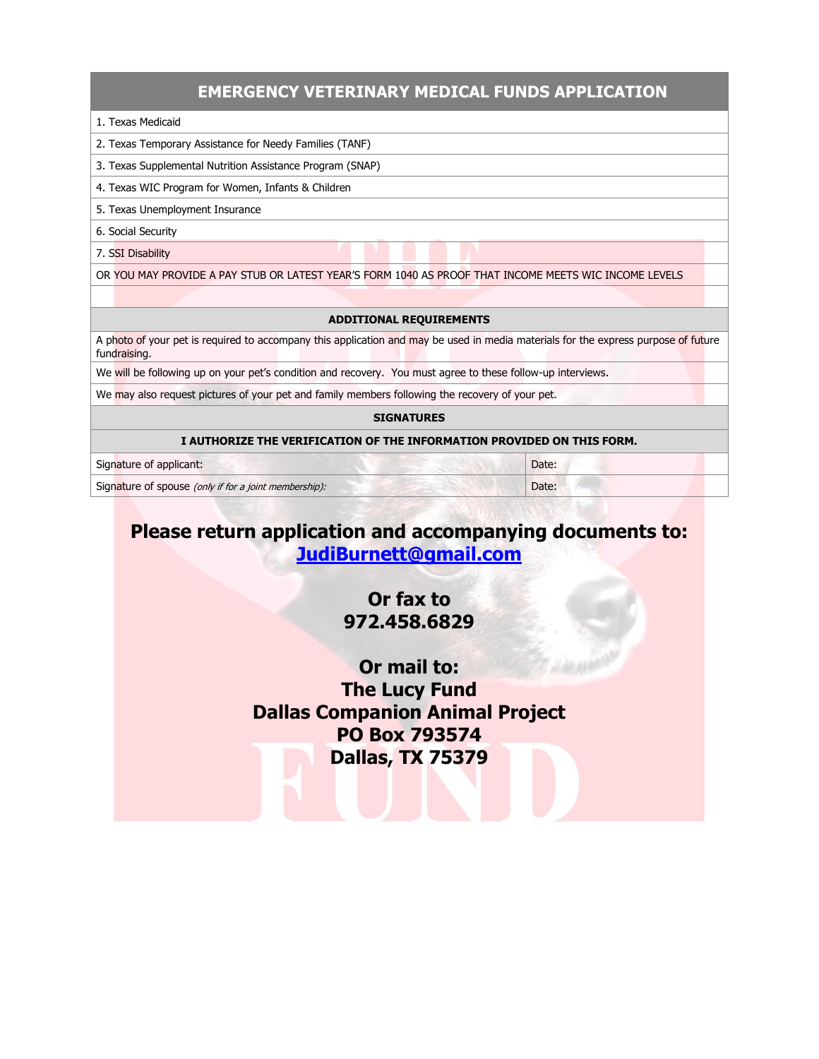## EMERGENCY VETERINARY MEDICAL FUNDS APPLICATION

| | |
|---|---|
| 1. Texas Medicaid | |
| 2. Texas Temporary Assistance for Needy Families (TANF) | |
| 3. Texas Supplemental Nutrition Assistance Program (SNAP) | |
| 4. Texas WIC Program for Women, Infants & Children | |
| 5. Texas Unemployment Insurance | |
| 6. Social Security | |
| 7. SSI Disability | |
| OR YOU MAY PROVIDE A PAY STUB OR LATEST YEAR'S FORM 1040 AS PROOF THAT INCOME MEETS WIC INCOME LEVELS | |
| | |
| **ADDITIONAL REQUIREMENTS** | |
| A photo of your pet is required to accompany this application and may be used in media materials for the express purpose of future fundraising. | |
| We will be following up on your pet's condition and recovery. You must agree to these follow-up interviews. | |
| We may also request pictures of your pet and family members following the recovery of your pet. | |
| **SIGNATURES** | |
| **I AUTHORIZE THE VERIFICATION OF THE INFORMATION PROVIDED ON THIS FORM.** | |
| Signature of applicant: | Date: |
| Signature of spouse *(only if for a joint membership)*: | Date: |

**Please return application and accompanying documents to:**
**JudiBurnett@gmail.com**

**Or fax to**
**972.458.6829**

**Or mail to:**
**The Lucy Fund**
**Dallas Companion Animal Project**
**PO Box 793574**
**Dallas, TX 75379**